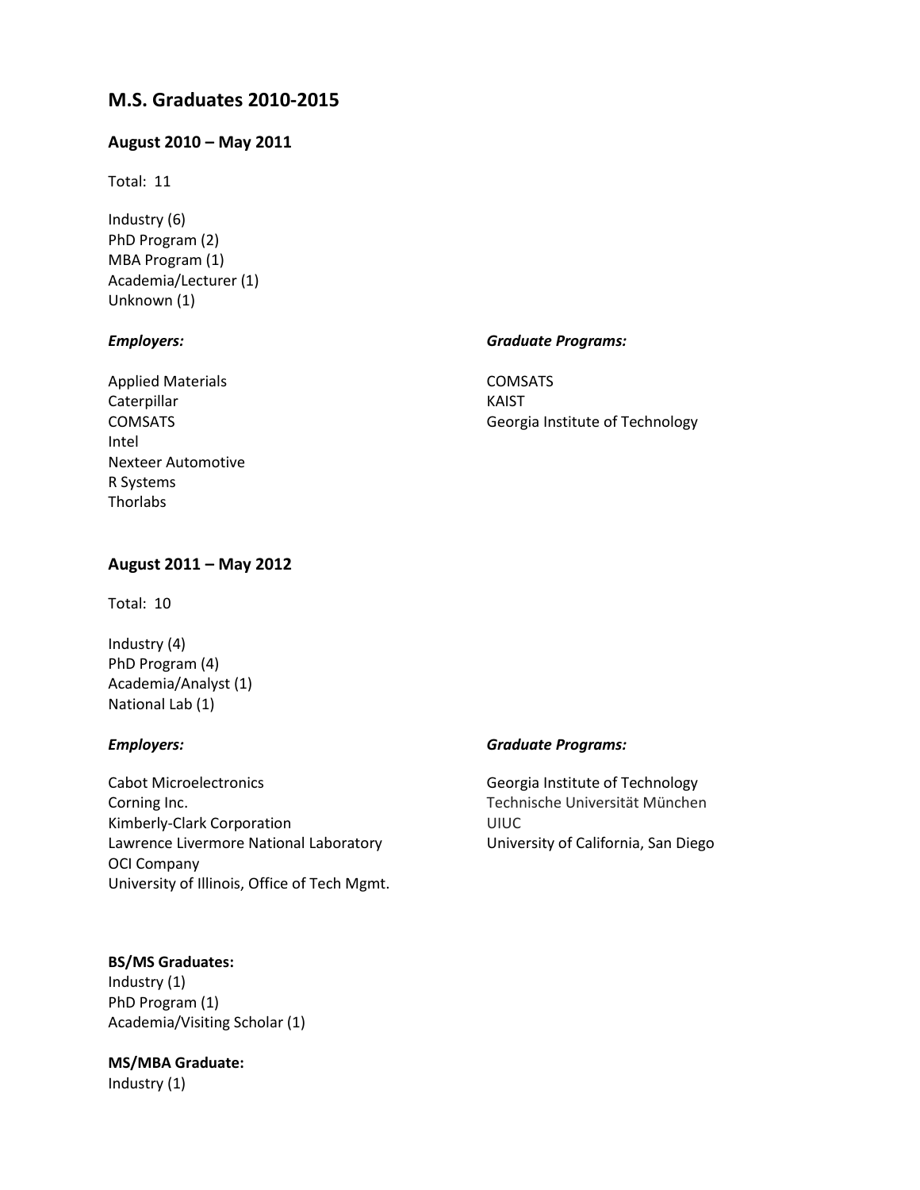# M.S. Graduates 2010-2015

## August 2010 – May 2011

Total: 11

Industry (6)
PhD Program (2)
MBA Program (1)
Academia/Lecturer (1)
Unknown (1)

***Employers:***

Applied Materials
Caterpillar
COMSATS
Intel
Nexteer Automotive
R Systems
Thorlabs

***Graduate Programs:***

COMSATS
KAIST
Georgia Institute of Technology

## August 2011 – May 2012

Total: 10

Industry (4)
PhD Program (4)
Academia/Analyst (1)
National Lab (1)

***Employers:***

Cabot Microelectronics
Corning Inc.
Kimberly-Clark Corporation
Lawrence Livermore National Laboratory
OCI Company
University of Illinois, Office of Tech Mgmt.

***Graduate Programs:***

Georgia Institute of Technology
Technische Universität München
UIUC
University of California, San Diego

**BS/MS Graduates:**
Industry (1)
PhD Program (1)
Academia/Visiting Scholar (1)

**MS/MBA Graduate:**
Industry (1)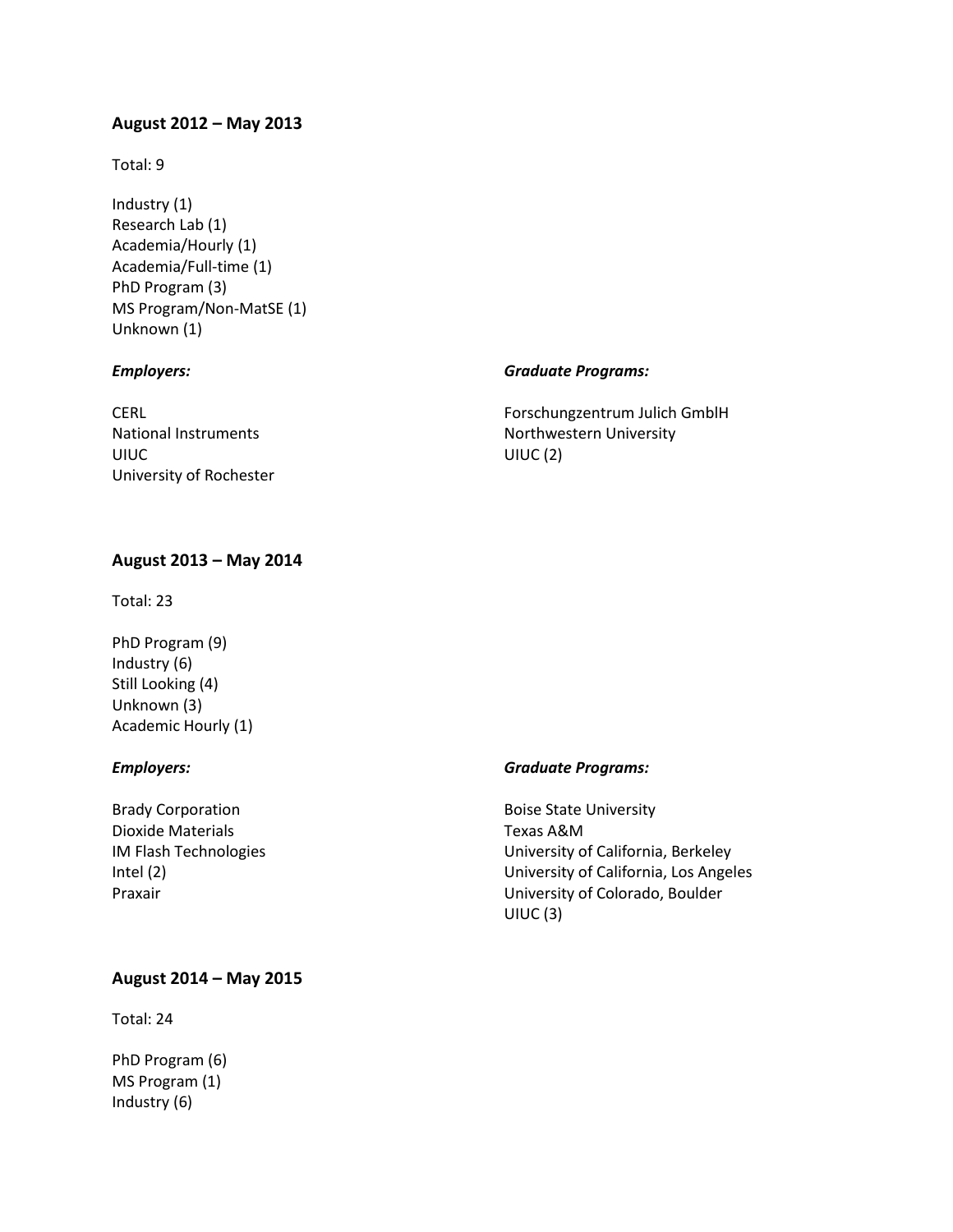### August 2012 – May 2013

Total: 9

Industry (1)
Research Lab (1)
Academia/Hourly (1)
Academia/Full-time (1)
PhD Program (3)
MS Program/Non-MatSE (1)
Unknown (1)

*Employers:*

CERL
National Instruments
UIUC
University of Rochester

*Graduate Programs:*

Forschungzentrum Julich GmblH
Northwestern University
UIUC (2)

### August 2013 – May 2014

Total: 23

PhD Program (9)
Industry (6)
Still Looking (4)
Unknown (3)
Academic Hourly (1)

*Employers:*

Brady Corporation
Dioxide Materials
IM Flash Technologies
Intel (2)
Praxair

*Graduate Programs:*

Boise State University
Texas A&M
University of California, Berkeley
University of California, Los Angeles
University of Colorado, Boulder
UIUC (3)

### August 2014 – May 2015

Total: 24

PhD Program (6)
MS Program (1)
Industry (6)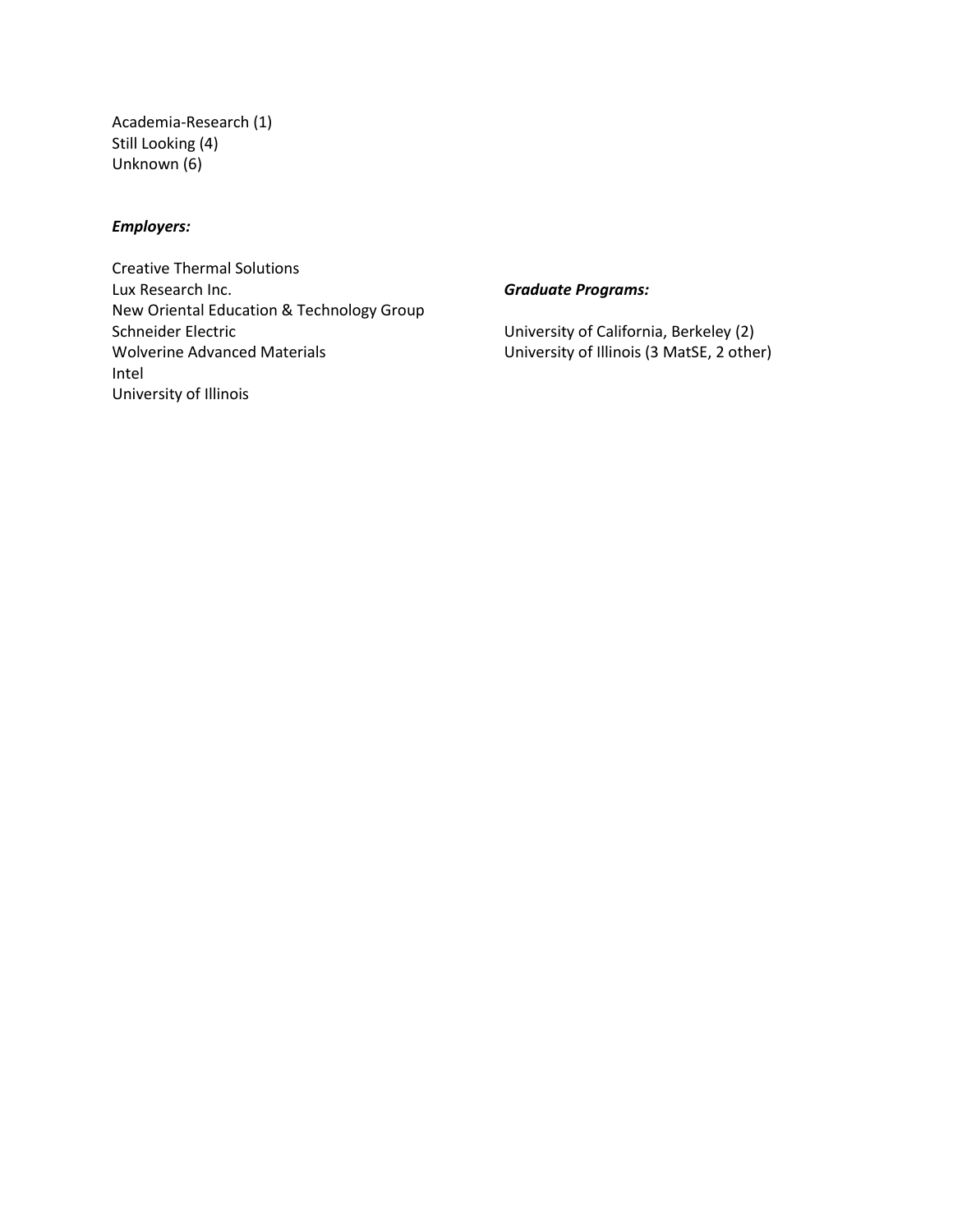Academia-Research (1)
Still Looking (4)
Unknown (6)

***Employers:***

Creative Thermal Solutions
Lux Research Inc.
New Oriental Education & Technology Group
Schneider Electric
Wolverine Advanced Materials
Intel
University of Illinois

***Graduate Programs:***

University of California, Berkeley (2)
University of Illinois (3 MatSE, 2 other)